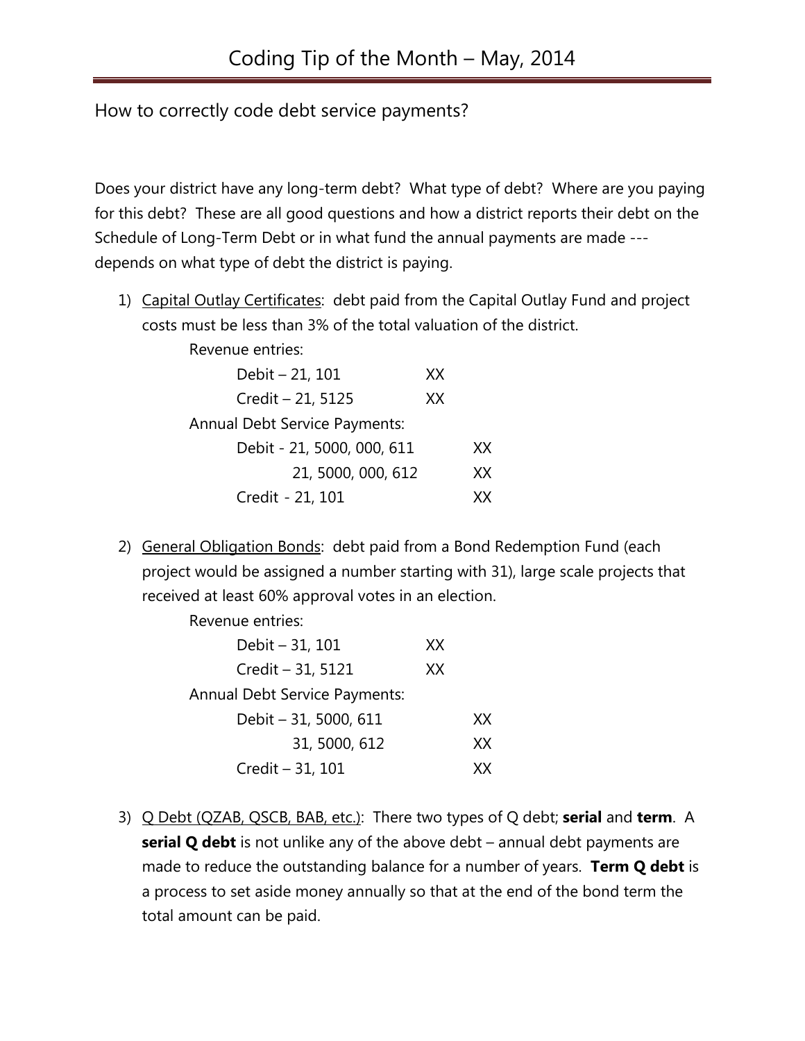# Coding Tip of the Month – May, 2014

## How to correctly code debt service payments?

Does your district have any long-term debt? What type of debt? Where are you paying for this debt? These are all good questions and how a district reports their debt on the Schedule of Long-Term Debt or in what fund the annual payments are made --- depends on what type of debt the district is paying.

1) <u>Capital Outlay Certificates</u>: debt paid from the Capital Outlay Fund and project costs must be less than 3% of the total valuation of the district.

   Revenue entries:

   | | | |
   |---|---|---|
   | Debit – 21, 101 | XX | |
   | Credit – 21, 5125 | XX | |

   Annual Debt Service Payments:

   | | | |
   |---|---|---|
   | Debit - 21, 5000, 000, 611 | | XX |
   | 21, 5000, 000, 612 | | XX |
   | Credit - 21, 101 | | XX |

2) <u>General Obligation Bonds</u>: debt paid from a Bond Redemption Fund (each project would be assigned a number starting with 31), large scale projects that received at least 60% approval votes in an election.

   Revenue entries:

   | | | |
   |---|---|---|
   | Debit – 31, 101 | XX | |
   | Credit – 31, 5121 | XX | |

   Annual Debt Service Payments:

   | | | |
   |---|---|---|
   | Debit – 31, 5000, 611 | | XX |
   | 31, 5000, 612 | | XX |
   | Credit – 31, 101 | | XX |

3) <u>Q Debt (QZAB, QSCB, BAB, etc.)</u>: There two types of Q debt; **serial** and **term**. A **serial Q debt** is not unlike any of the above debt – annual debt payments are made to reduce the outstanding balance for a number of years. **Term Q debt** is a process to set aside money annually so that at the end of the bond term the total amount can be paid.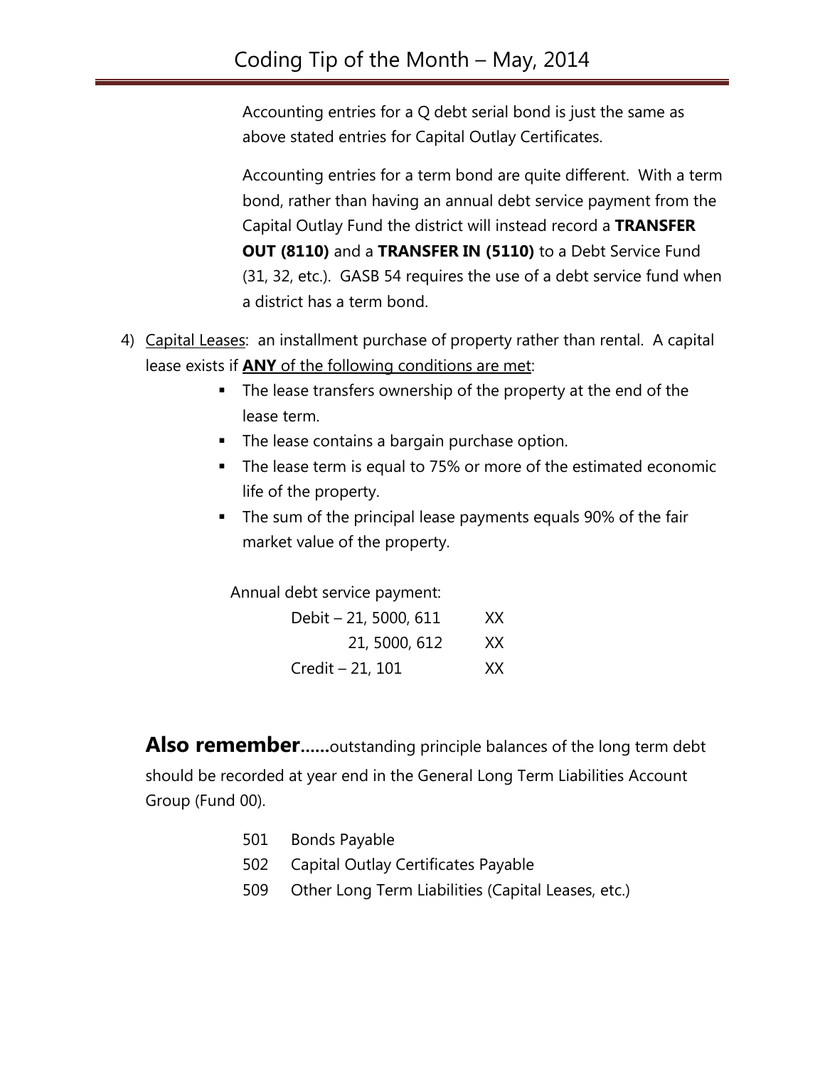Accounting entries for a Q debt serial bond is just the same as above stated entries for Capital Outlay Certificates.

Accounting entries for a term bond are quite different. With a term bond, rather than having an annual debt service payment from the Capital Outlay Fund the district will instead record a **TRANSFER OUT (8110)** and a **TRANSFER IN (5110)** to a Debt Service Fund (31, 32, etc.). GASB 54 requires the use of a debt service fund when a district has a term bond.

4) Capital Leases: an installment purchase of property rather than rental. A capital lease exists if **ANY** of the following conditions are met:
   - The lease transfers ownership of the property at the end of the lease term.
   - The lease contains a bargain purchase option.
   - The lease term is equal to 75% or more of the estimated economic life of the property.
   - The sum of the principal lease payments equals 90% of the fair market value of the property.

Annual debt service payment:

| | |
|---|---|
| Debit – 21, 5000, 611 | XX |
| 21, 5000, 612 | XX |
| Credit – 21, 101 | XX |

**Also remember……**outstanding principle balances of the long term debt should be recorded at year end in the General Long Term Liabilities Account Group (Fund 00).

| | |
|---|---|
| 501 | Bonds Payable |
| 502 | Capital Outlay Certificates Payable |
| 509 | Other Long Term Liabilities (Capital Leases, etc.) |